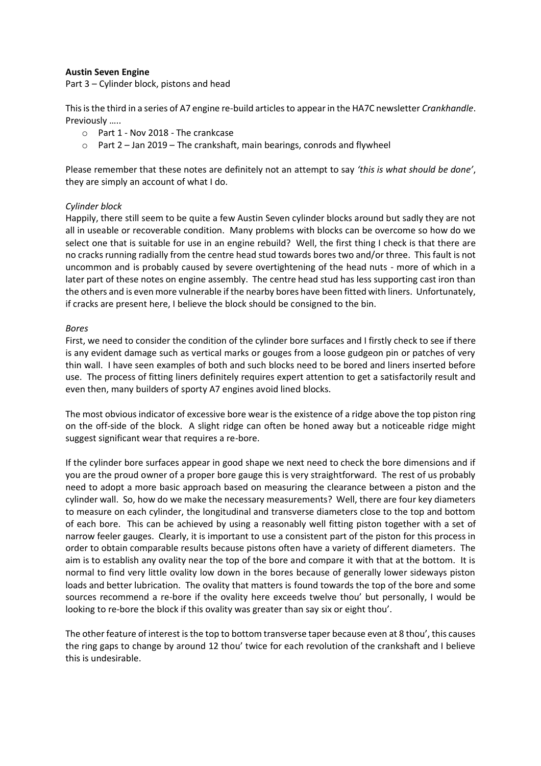**Austin Seven Engine**

Part 3 – Cylinder block, pistons and head

This is the third in a series of A7 engine re-build articles to appear in the HA7C newsletter *Crankhandle*. Previously …..

- Part 1 - Nov 2018 - The crankcase
- Part 2 – Jan 2019 – The crankshaft, main bearings, conrods and flywheel

Please remember that these notes are definitely not an attempt to say *'this is what should be done'*, they are simply an account of what I do.

*Cylinder block*

Happily, there still seem to be quite a few Austin Seven cylinder blocks around but sadly they are not all in useable or recoverable condition. Many problems with blocks can be overcome so how do we select one that is suitable for use in an engine rebuild? Well, the first thing I check is that there are no cracks running radially from the centre head stud towards bores two and/or three. This fault is not uncommon and is probably caused by severe overtightening of the head nuts - more of which in a later part of these notes on engine assembly. The centre head stud has less supporting cast iron than the others and is even more vulnerable if the nearby bores have been fitted with liners. Unfortunately, if cracks are present here, I believe the block should be consigned to the bin.

*Bores*

First, we need to consider the condition of the cylinder bore surfaces and I firstly check to see if there is any evident damage such as vertical marks or gouges from a loose gudgeon pin or patches of very thin wall. I have seen examples of both and such blocks need to be bored and liners inserted before use. The process of fitting liners definitely requires expert attention to get a satisfactorily result and even then, many builders of sporty A7 engines avoid lined blocks.

The most obvious indicator of excessive bore wear is the existence of a ridge above the top piston ring on the off-side of the block. A slight ridge can often be honed away but a noticeable ridge might suggest significant wear that requires a re-bore.

If the cylinder bore surfaces appear in good shape we next need to check the bore dimensions and if you are the proud owner of a proper bore gauge this is very straightforward. The rest of us probably need to adopt a more basic approach based on measuring the clearance between a piston and the cylinder wall. So, how do we make the necessary measurements? Well, there are four key diameters to measure on each cylinder, the longitudinal and transverse diameters close to the top and bottom of each bore. This can be achieved by using a reasonably well fitting piston together with a set of narrow feeler gauges. Clearly, it is important to use a consistent part of the piston for this process in order to obtain comparable results because pistons often have a variety of different diameters. The aim is to establish any ovality near the top of the bore and compare it with that at the bottom. It is normal to find very little ovality low down in the bores because of generally lower sideways piston loads and better lubrication. The ovality that matters is found towards the top of the bore and some sources recommend a re-bore if the ovality here exceeds twelve thou' but personally, I would be looking to re-bore the block if this ovality was greater than say six or eight thou'.

The other feature of interest is the top to bottom transverse taper because even at 8 thou', this causes the ring gaps to change by around 12 thou' twice for each revolution of the crankshaft and I believe this is undesirable.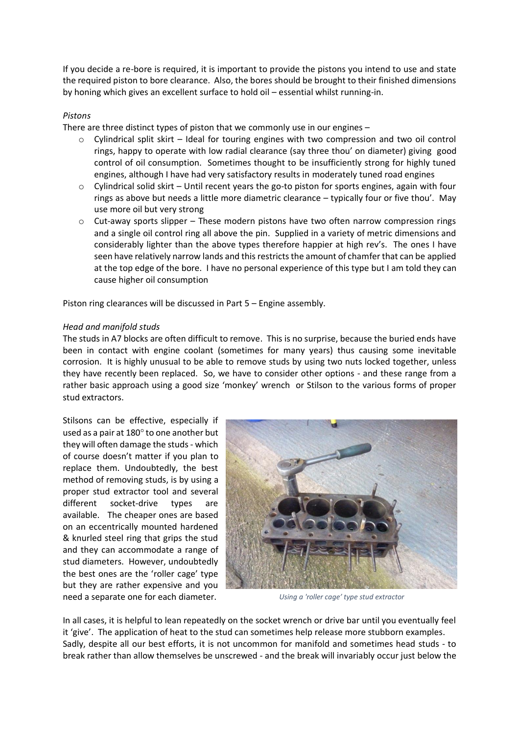If you decide a re-bore is required, it is important to provide the pistons you intend to use and state the required piston to bore clearance. Also, the bores should be brought to their finished dimensions by honing which gives an excellent surface to hold oil – essential whilst running-in.

*Pistons*

There are three distinct types of piston that we commonly use in our engines –

- Cylindrical split skirt – Ideal for touring engines with two compression and two oil control rings, happy to operate with low radial clearance (say three thou' on diameter) giving good control of oil consumption. Sometimes thought to be insufficiently strong for highly tuned engines, although I have had very satisfactory results in moderately tuned road engines
- Cylindrical solid skirt – Until recent years the go-to piston for sports engines, again with four rings as above but needs a little more diametric clearance – typically four or five thou'. May use more oil but very strong
- Cut-away sports slipper – These modern pistons have two often narrow compression rings and a single oil control ring all above the pin. Supplied in a variety of metric dimensions and considerably lighter than the above types therefore happier at high rev's. The ones I have seen have relatively narrow lands and this restricts the amount of chamfer that can be applied at the top edge of the bore. I have no personal experience of this type but I am told they can cause higher oil consumption

Piston ring clearances will be discussed in Part 5 – Engine assembly.

*Head and manifold studs*

The studs in A7 blocks are often difficult to remove. This is no surprise, because the buried ends have been in contact with engine coolant (sometimes for many years) thus causing some inevitable corrosion. It is highly unusual to be able to remove studs by using two nuts locked together, unless they have recently been replaced. So, we have to consider other options - and these range from a rather basic approach using a good size 'monkey' wrench or Stilson to the various forms of proper stud extractors.

Stilsons can be effective, especially if used as a pair at 180° to one another but they will often damage the studs - which of course doesn't matter if you plan to replace them. Undoubtedly, the best method of removing studs, is by using a proper stud extractor tool and several different socket-drive types are available. The cheaper ones are based on an eccentrically mounted hardened & knurled steel ring that grips the stud and they can accommodate a range of stud diameters. However, undoubtedly the best ones are the 'roller cage' type but they are rather expensive and you need a separate one for each diameter.

*Using a 'roller cage' type stud extractor*

In all cases, it is helpful to lean repeatedly on the socket wrench or drive bar until you eventually feel it 'give'. The application of heat to the stud can sometimes help release more stubborn examples. Sadly, despite all our best efforts, it is not uncommon for manifold and sometimes head studs - to break rather than allow themselves be unscrewed - and the break will invariably occur just below the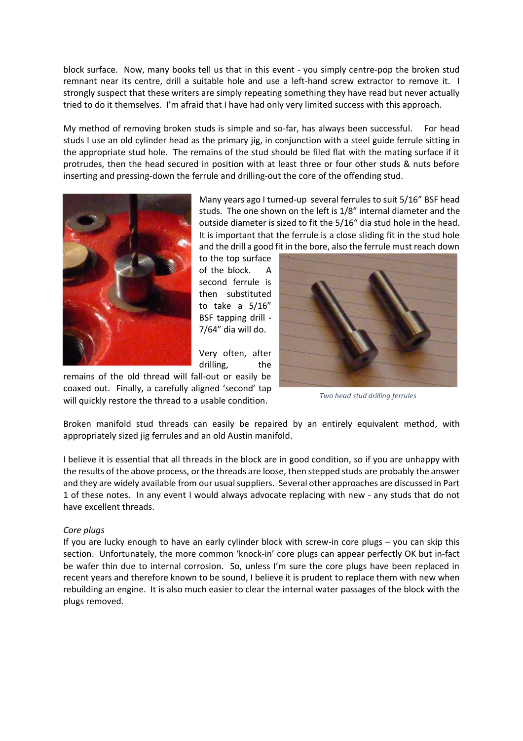block surface. Now, many books tell us that in this event - you simply centre-pop the broken stud remnant near its centre, drill a suitable hole and use a left-hand screw extractor to remove it. I strongly suspect that these writers are simply repeating something they have read but never actually tried to do it themselves. I'm afraid that I have had only very limited success with this approach.

My method of removing broken studs is simple and so-far, has always been successful. For head studs I use an old cylinder head as the primary jig, in conjunction with a steel guide ferrule sitting in the appropriate stud hole. The remains of the stud should be filed flat with the mating surface if it protrudes, then the head secured in position with at least three or four other studs & nuts before inserting and pressing-down the ferrule and drilling-out the core of the offending stud.

Many years ago I turned-up several ferrules to suit 5/16" BSF head studs. The one shown on the left is 1/8" internal diameter and the outside diameter is sized to fit the 5/16" dia stud hole in the head. It is important that the ferrule is a close sliding fit in the stud hole and the drill a good fit in the bore, also the ferrule must reach down to the top surface of the block. A second ferrule is then substituted to take a 5/16" BSF tapping drill - 7/64" dia will do.

Very often, after drilling, the remains of the old thread will fall-out or easily be coaxed out. Finally, a carefully aligned 'second' tap will quickly restore the thread to a usable condition.

*Two head stud drilling ferrules*

Broken manifold stud threads can easily be repaired by an entirely equivalent method, with appropriately sized jig ferrules and an old Austin manifold.

I believe it is essential that all threads in the block are in good condition, so if you are unhappy with the results of the above process, or the threads are loose, then stepped studs are probably the answer and they are widely available from our usual suppliers. Several other approaches are discussed in Part 1 of these notes. In any event I would always advocate replacing with new - any studs that do not have excellent threads.

*Core plugs*

If you are lucky enough to have an early cylinder block with screw-in core plugs – you can skip this section. Unfortunately, the more common 'knock-in' core plugs can appear perfectly OK but in-fact be wafer thin due to internal corrosion. So, unless I'm sure the core plugs have been replaced in recent years and therefore known to be sound, I believe it is prudent to replace them with new when rebuilding an engine. It is also much easier to clear the internal water passages of the block with the plugs removed.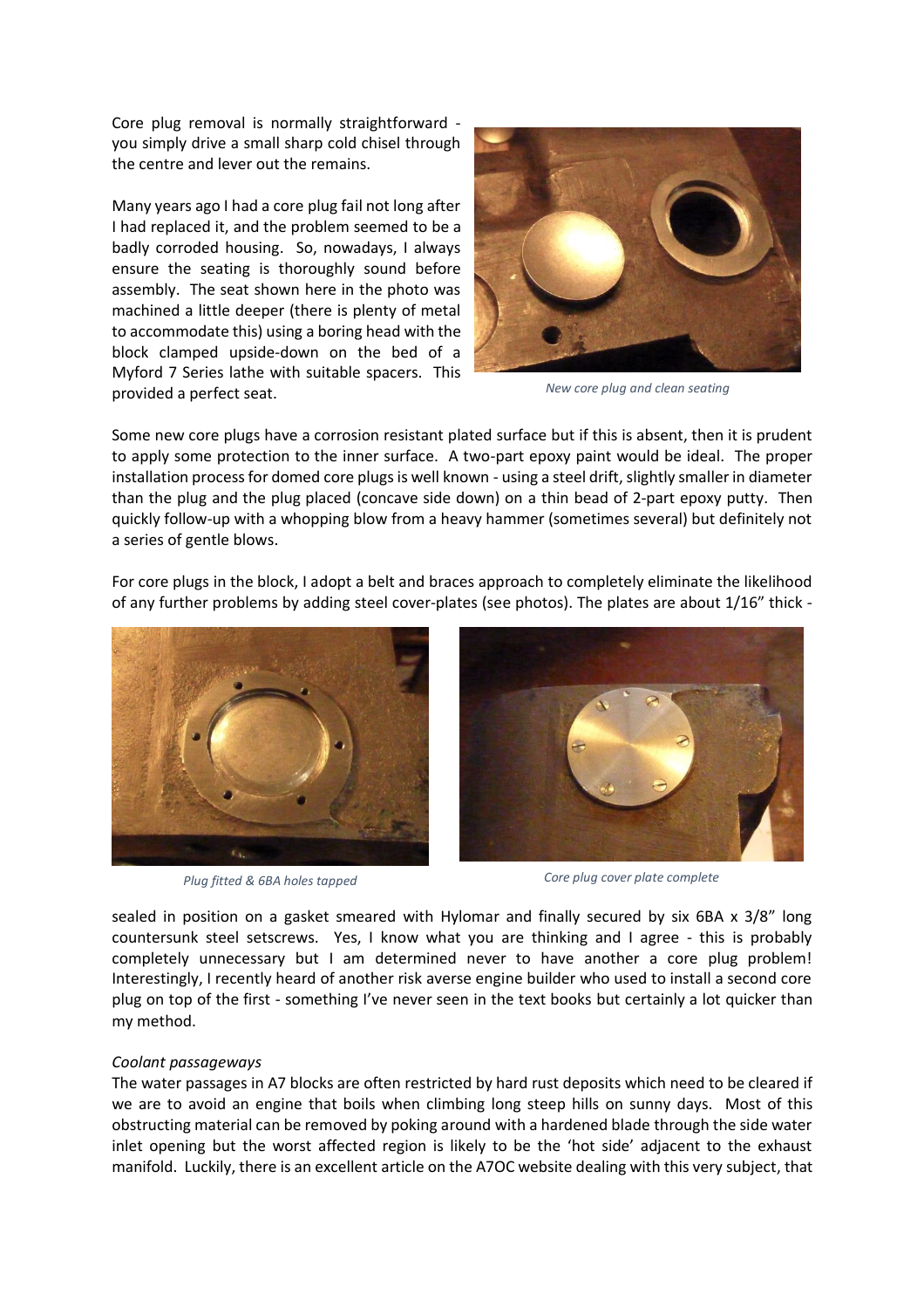Core plug removal is normally straightforward - you simply drive a small sharp cold chisel through the centre and lever out the remains.

Many years ago I had a core plug fail not long after I had replaced it, and the problem seemed to be a badly corroded housing. So, nowadays, I always ensure the seating is thoroughly sound before assembly. The seat shown here in the photo was machined a little deeper (there is plenty of metal to accommodate this) using a boring head with the block clamped upside-down on the bed of a Myford 7 Series lathe with suitable spacers. This provided a perfect seat.

*New core plug and clean seating*

Some new core plugs have a corrosion resistant plated surface but if this is absent, then it is prudent to apply some protection to the inner surface. A two-part epoxy paint would be ideal. The proper installation process for domed core plugs is well known - using a steel drift, slightly smaller in diameter than the plug and the plug placed (concave side down) on a thin bead of 2-part epoxy putty. Then quickly follow-up with a whopping blow from a heavy hammer (sometimes several) but definitely not a series of gentle blows.

For core plugs in the block, I adopt a belt and braces approach to completely eliminate the likelihood of any further problems by adding steel cover-plates (see photos). The plates are about 1/16" thick - sealed in position on a gasket smeared with Hylomar and finally secured by six 6BA x 3/8" long countersunk steel setscrews. Yes, I know what you are thinking and I agree - this is probably completely unnecessary but I am determined never to have another a core plug problem! Interestingly, I recently heard of another risk averse engine builder who used to install a second core plug on top of the first - something I've never seen in the text books but certainly a lot quicker than my method.

*Plug fitted & 6BA holes tapped*

*Core plug cover plate complete*

*Coolant passageways*

The water passages in A7 blocks are often restricted by hard rust deposits which need to be cleared if we are to avoid an engine that boils when climbing long steep hills on sunny days. Most of this obstructing material can be removed by poking around with a hardened blade through the side water inlet opening but the worst affected region is likely to be the 'hot side' adjacent to the exhaust manifold. Luckily, there is an excellent article on the A7OC website dealing with this very subject, that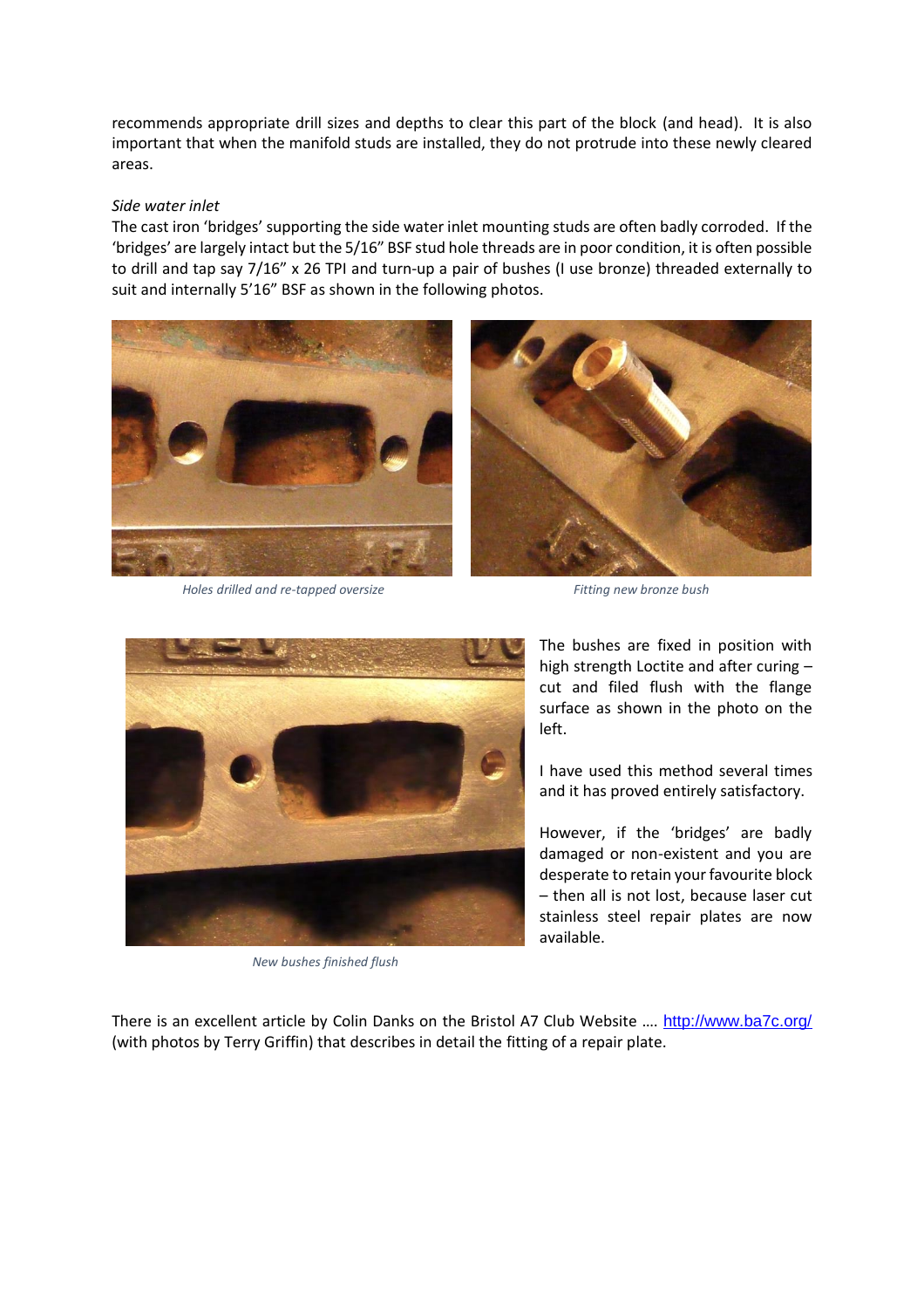recommends appropriate drill sizes and depths to clear this part of the block (and head). It is also important that when the manifold studs are installed, they do not protrude into these newly cleared areas.

*Side water inlet*

The cast iron 'bridges' supporting the side water inlet mounting studs are often badly corroded. If the 'bridges' are largely intact but the 5/16" BSF stud hole threads are in poor condition, it is often possible to drill and tap say 7/16" x 26 TPI and turn-up a pair of bushes (I use bronze) threaded externally to suit and internally 5'16" BSF as shown in the following photos.

*Holes drilled and re-tapped oversize*

*Fitting new bronze bush*

*New bushes finished flush*

The bushes are fixed in position with high strength Loctite and after curing – cut and filed flush with the flange surface as shown in the photo on the left.

I have used this method several times and it has proved entirely satisfactory.

However, if the 'bridges' are badly damaged or non-existent and you are desperate to retain your favourite block – then all is not lost, because laser cut stainless steel repair plates are now available.

There is an excellent article by Colin Danks on the Bristol A7 Club Website …. [http://www.ba7c.org/](http://www.ba7c.org/) (with photos by Terry Griffin) that describes in detail the fitting of a repair plate.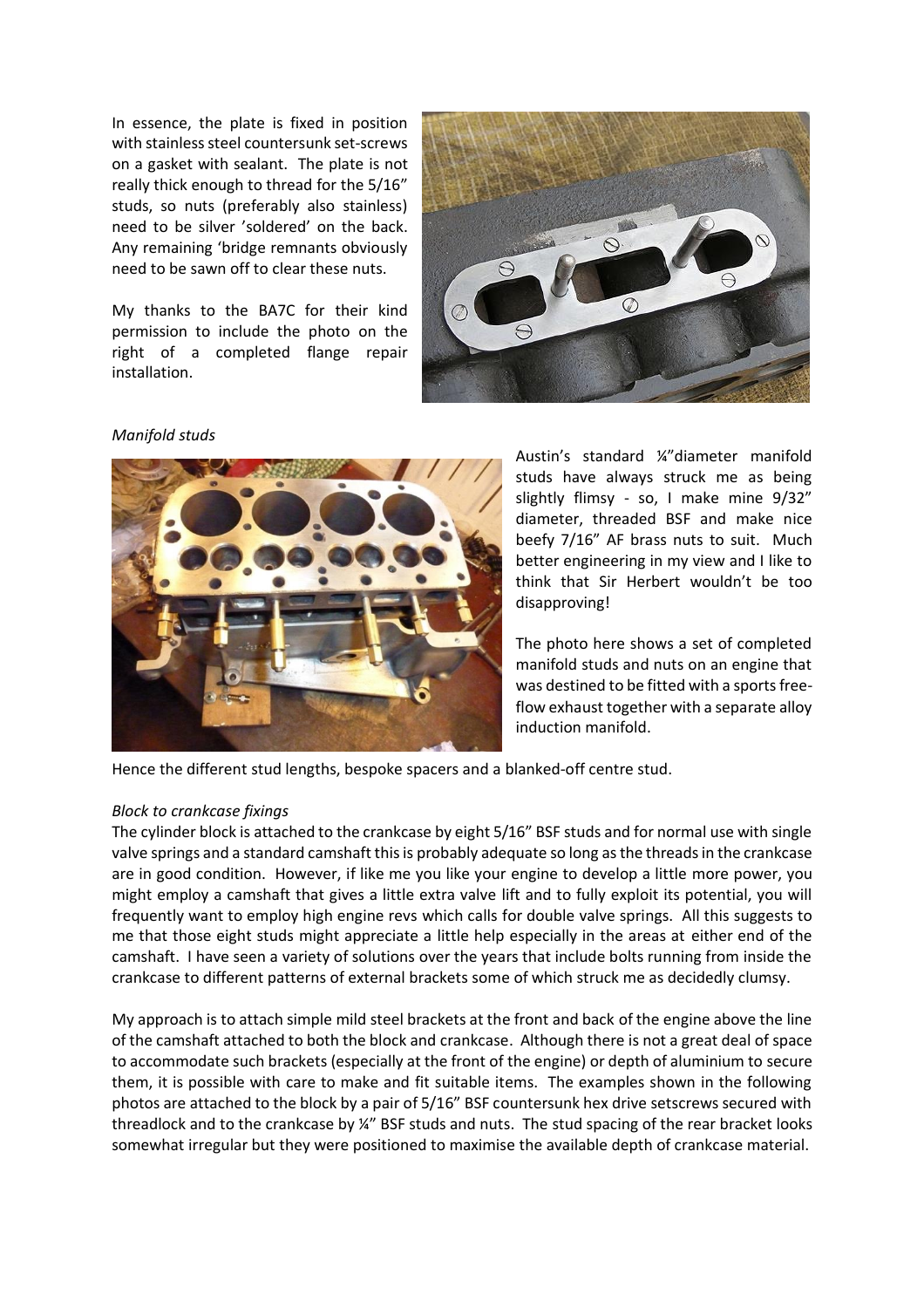In essence, the plate is fixed in position with stainless steel countersunk set-screws on a gasket with sealant. The plate is not really thick enough to thread for the 5/16" studs, so nuts (preferably also stainless) need to be silver 'soldered' on the back. Any remaining 'bridge remnants obviously need to be sawn off to clear these nuts.

My thanks to the BA7C for their kind permission to include the photo on the right of a completed flange repair installation.

*Manifold studs*

Austin's standard ¼"diameter manifold studs have always struck me as being slightly flimsy - so, I make mine 9/32" diameter, threaded BSF and make nice beefy 7/16" AF brass nuts to suit. Much better engineering in my view and I like to think that Sir Herbert wouldn't be too disapproving!

The photo here shows a set of completed manifold studs and nuts on an engine that was destined to be fitted with a sports free-flow exhaust together with a separate alloy induction manifold.

Hence the different stud lengths, bespoke spacers and a blanked-off centre stud.

*Block to crankcase fixings*

The cylinder block is attached to the crankcase by eight 5/16" BSF studs and for normal use with single valve springs and a standard camshaft this is probably adequate so long as the threads in the crankcase are in good condition. However, if like me you like your engine to develop a little more power, you might employ a camshaft that gives a little extra valve lift and to fully exploit its potential, you will frequently want to employ high engine revs which calls for double valve springs. All this suggests to me that those eight studs might appreciate a little help especially in the areas at either end of the camshaft. I have seen a variety of solutions over the years that include bolts running from inside the crankcase to different patterns of external brackets some of which struck me as decidedly clumsy.

My approach is to attach simple mild steel brackets at the front and back of the engine above the line of the camshaft attached to both the block and crankcase. Although there is not a great deal of space to accommodate such brackets (especially at the front of the engine) or depth of aluminium to secure them, it is possible with care to make and fit suitable items. The examples shown in the following photos are attached to the block by a pair of 5/16" BSF countersunk hex drive setscrews secured with threadlock and to the crankcase by ¼" BSF studs and nuts. The stud spacing of the rear bracket looks somewhat irregular but they were positioned to maximise the available depth of crankcase material.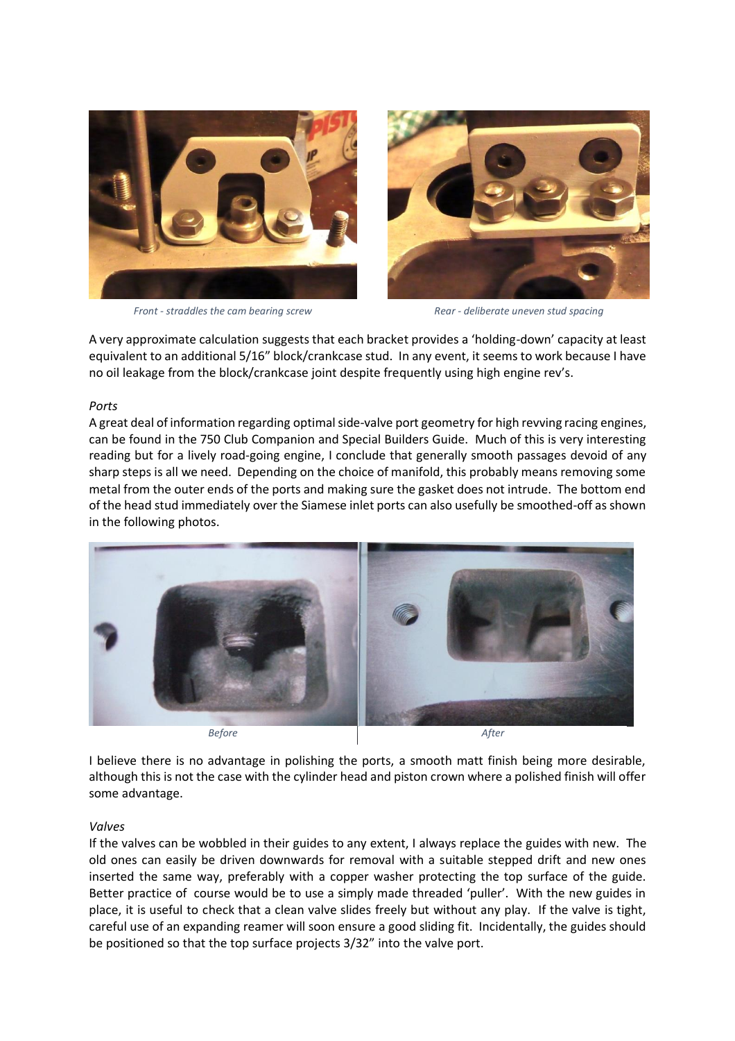*Front - straddles the cam bearing screw*

*Rear - deliberate uneven stud spacing*

A very approximate calculation suggests that each bracket provides a 'holding-down' capacity at least equivalent to an additional 5/16" block/crankcase stud. In any event, it seems to work because I have no oil leakage from the block/crankcase joint despite frequently using high engine rev's.

*Ports*

A great deal of information regarding optimal side-valve port geometry for high revving racing engines, can be found in the 750 Club Companion and Special Builders Guide. Much of this is very interesting reading but for a lively road-going engine, I conclude that generally smooth passages devoid of any sharp steps is all we need. Depending on the choice of manifold, this probably means removing some metal from the outer ends of the ports and making sure the gasket does not intrude. The bottom end of the head stud immediately over the Siamese inlet ports can also usefully be smoothed-off as shown in the following photos.

*Before*

*After*

I believe there is no advantage in polishing the ports, a smooth matt finish being more desirable, although this is not the case with the cylinder head and piston crown where a polished finish will offer some advantage.

*Valves*

If the valves can be wobbled in their guides to any extent, I always replace the guides with new. The old ones can easily be driven downwards for removal with a suitable stepped drift and new ones inserted the same way, preferably with a copper washer protecting the top surface of the guide. Better practice of course would be to use a simply made threaded 'puller'. With the new guides in place, it is useful to check that a clean valve slides freely but without any play. If the valve is tight, careful use of an expanding reamer will soon ensure a good sliding fit. Incidentally, the guides should be positioned so that the top surface projects 3/32" into the valve port.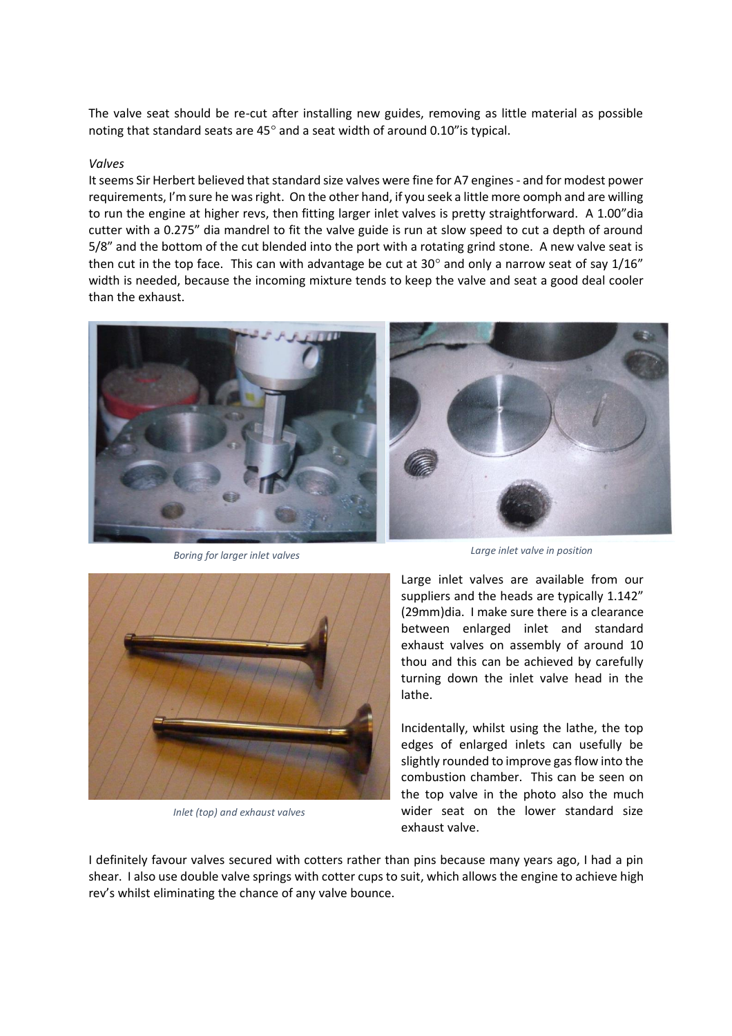The valve seat should be re-cut after installing new guides, removing as little material as possible noting that standard seats are 45° and a seat width of around 0.10"is typical.

*Valves*

It seems Sir Herbert believed that standard size valves were fine for A7 engines - and for modest power requirements, I'm sure he was right. On the other hand, if you seek a little more oomph and are willing to run the engine at higher revs, then fitting larger inlet valves is pretty straightforward. A 1.00"dia cutter with a 0.275" dia mandrel to fit the valve guide is run at slow speed to cut a depth of around 5/8" and the bottom of the cut blended into the port with a rotating grind stone. A new valve seat is then cut in the top face. This can with advantage be cut at 30° and only a narrow seat of say 1/16" width is needed, because the incoming mixture tends to keep the valve and seat a good deal cooler than the exhaust.

*Boring for larger inlet valves*

*Large inlet valve in position*

*Inlet (top) and exhaust valves*

Large inlet valves are available from our suppliers and the heads are typically 1.142" (29mm)dia. I make sure there is a clearance between enlarged inlet and standard exhaust valves on assembly of around 10 thou and this can be achieved by carefully turning down the inlet valve head in the lathe.

Incidentally, whilst using the lathe, the top edges of enlarged inlets can usefully be slightly rounded to improve gas flow into the combustion chamber. This can be seen on the top valve in the photo also the much wider seat on the lower standard size exhaust valve.

I definitely favour valves secured with cotters rather than pins because many years ago, I had a pin shear. I also use double valve springs with cotter cups to suit, which allows the engine to achieve high rev's whilst eliminating the chance of any valve bounce.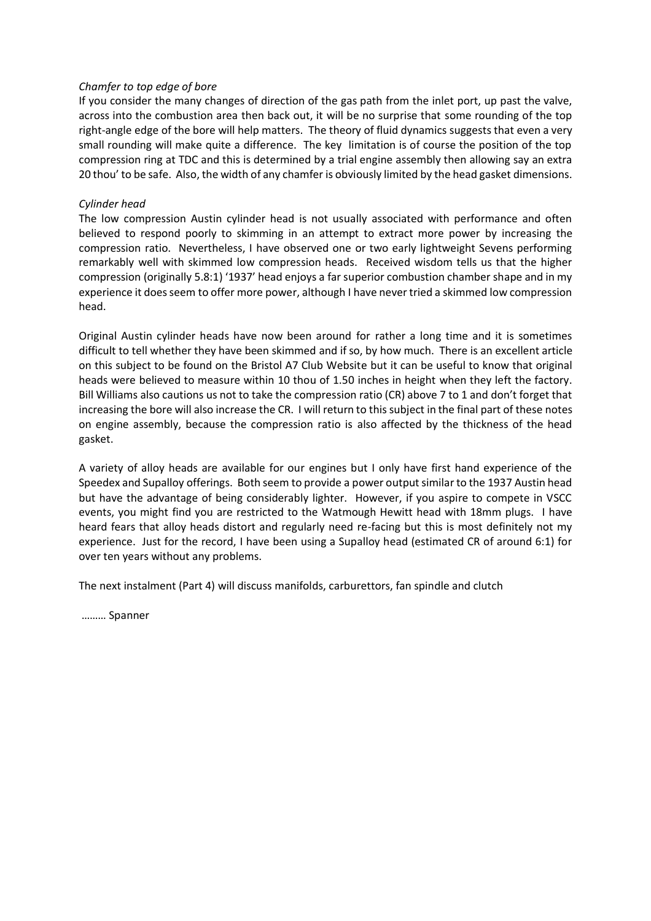*Chamfer to top edge of bore*

If you consider the many changes of direction of the gas path from the inlet port, up past the valve, across into the combustion area then back out, it will be no surprise that some rounding of the top right-angle edge of the bore will help matters. The theory of fluid dynamics suggests that even a very small rounding will make quite a difference. The key limitation is of course the position of the top compression ring at TDC and this is determined by a trial engine assembly then allowing say an extra 20 thou' to be safe. Also, the width of any chamfer is obviously limited by the head gasket dimensions.

*Cylinder head*

The low compression Austin cylinder head is not usually associated with performance and often believed to respond poorly to skimming in an attempt to extract more power by increasing the compression ratio. Nevertheless, I have observed one or two early lightweight Sevens performing remarkably well with skimmed low compression heads. Received wisdom tells us that the higher compression (originally 5.8:1) '1937' head enjoys a far superior combustion chamber shape and in my experience it does seem to offer more power, although I have never tried a skimmed low compression head.

Original Austin cylinder heads have now been around for rather a long time and it is sometimes difficult to tell whether they have been skimmed and if so, by how much. There is an excellent article on this subject to be found on the Bristol A7 Club Website but it can be useful to know that original heads were believed to measure within 10 thou of 1.50 inches in height when they left the factory. Bill Williams also cautions us not to take the compression ratio (CR) above 7 to 1 and don't forget that increasing the bore will also increase the CR. I will return to this subject in the final part of these notes on engine assembly, because the compression ratio is also affected by the thickness of the head gasket.

A variety of alloy heads are available for our engines but I only have first hand experience of the Speedex and Supalloy offerings. Both seem to provide a power output similar to the 1937 Austin head but have the advantage of being considerably lighter. However, if you aspire to compete in VSCC events, you might find you are restricted to the Watmough Hewitt head with 18mm plugs. I have heard fears that alloy heads distort and regularly need re-facing but this is most definitely not my experience. Just for the record, I have been using a Supalloy head (estimated CR of around 6:1) for over ten years without any problems.

The next instalment (Part 4) will discuss manifolds, carburettors, fan spindle and clutch

……… Spanner